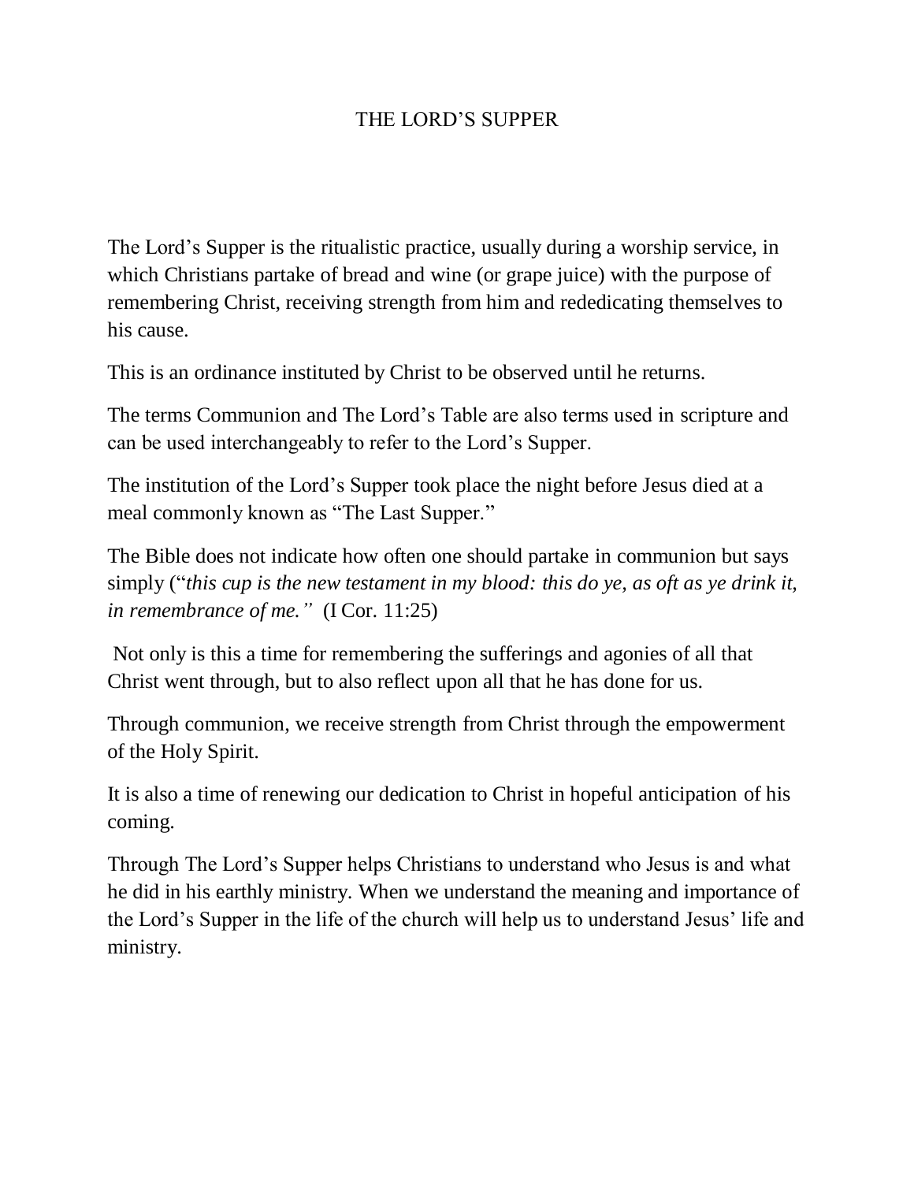# THE LORD'S SUPPER

The Lord's Supper is the ritualistic practice, usually during a worship service, in which Christians partake of bread and wine (or grape juice) with the purpose of remembering Christ, receiving strength from him and rededicating themselves to his cause.

This is an ordinance instituted by Christ to be observed until he returns.

The terms Communion and The Lord's Table are also terms used in scripture and can be used interchangeably to refer to the Lord's Supper.

The institution of the Lord's Supper took place the night before Jesus died at a meal commonly known as "The Last Supper."

The Bible does not indicate how often one should partake in communion but says simply ("*this cup is the new testament in my blood: this do ye, as oft as ye drink it, in remembrance of me."* (I Cor. 11:25)

Not only is this a time for remembering the sufferings and agonies of all that Christ went through, but to also reflect upon all that he has done for us.

Through communion, we receive strength from Christ through the empowerment of the Holy Spirit.

It is also a time of renewing our dedication to Christ in hopeful anticipation of his coming.

Through The Lord's Supper helps Christians to understand who Jesus is and what he did in his earthly ministry. When we understand the meaning and importance of the Lord's Supper in the life of the church will help us to understand Jesus' life and ministry.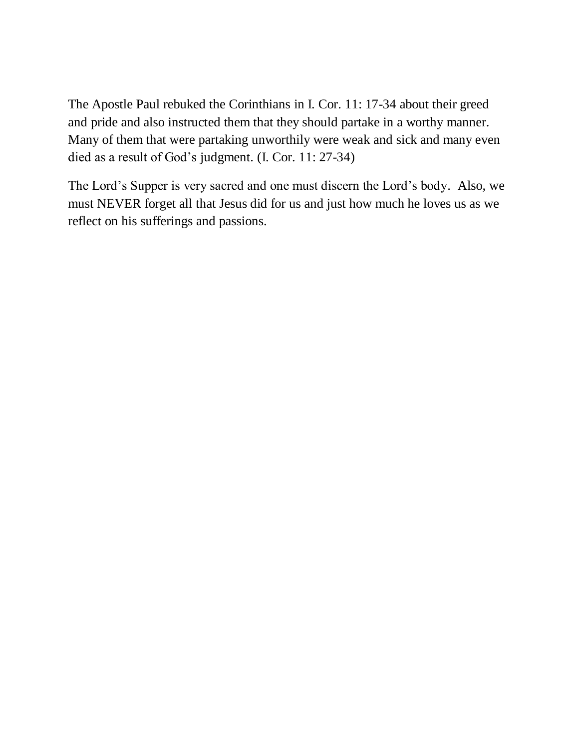The Apostle Paul rebuked the Corinthians in I. Cor. 11: 17-34 about their greed and pride and also instructed them that they should partake in a worthy manner. Many of them that were partaking unworthily were weak and sick and many even died as a result of God's judgment. (I. Cor. 11: 27-34)

The Lord's Supper is very sacred and one must discern the Lord's body. Also, we must NEVER forget all that Jesus did for us and just how much he loves us as we reflect on his sufferings and passions.